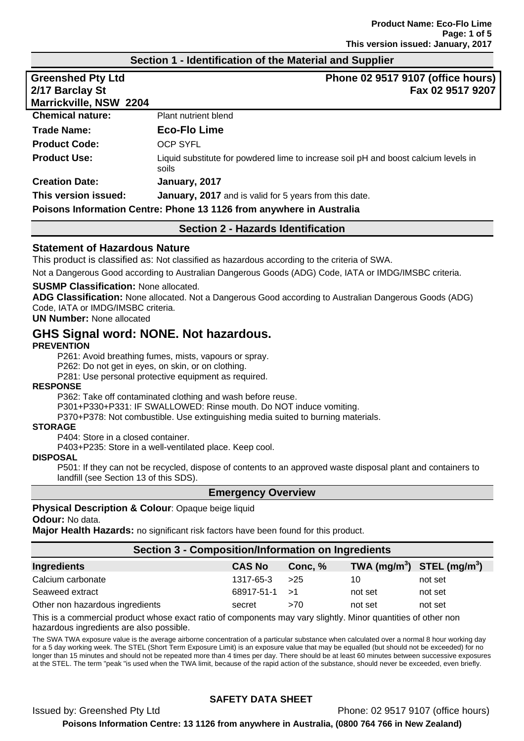## Section 1 - Identification of the Material and Supplier

**Greenshed Pty Ltd**
**2/17 Barclay St**
**Marrickville, NSW 2204**

**Phone 02 9517 9107 (office hours)**
**Fax 02 9517 9207**

| | |
|---|---|
| **Chemical nature:** | Plant nutrient blend |
| **Trade Name:** | **Eco-Flo Lime** |
| **Product Code:** | OCP SYFL |
| **Product Use:** | Liquid substitute for powdered lime to increase soil pH and boost calcium levels in soils |
| **Creation Date:** | **January, 2017** |
| **This version issued:** | **January, 2017** and is valid for 5 years from this date. |

**Poisons Information Centre: Phone 13 1126 from anywhere in Australia**

## Section 2 - Hazards Identification

### Statement of Hazardous Nature

This product is classified as: Not classified as hazardous according to the criteria of SWA.

Not a Dangerous Good according to Australian Dangerous Goods (ADG) Code, IATA or IMDG/IMSBC criteria.

**SUSMP Classification:** None allocated.
**ADG Classification:** None allocated. Not a Dangerous Good according to Australian Dangerous Goods (ADG) Code, IATA or IMDG/IMSBC criteria.
**UN Number:** None allocated

## GHS Signal word: NONE. Not hazardous.

**PREVENTION**

P261: Avoid breathing fumes, mists, vapours or spray.
P262: Do not get in eyes, on skin, or on clothing.
P281: Use personal protective equipment as required.

**RESPONSE**

P362: Take off contaminated clothing and wash before reuse.
P301+P330+P331: IF SWALLOWED: Rinse mouth. Do NOT induce vomiting.
P370+P378: Not combustible. Use extinguishing media suited to burning materials.

**STORAGE**

P404: Store in a closed container.
P403+P235: Store in a well-ventilated place. Keep cool.

**DISPOSAL**

P501: If they can not be recycled, dispose of contents to an approved waste disposal plant and containers to landfill (see Section 13 of this SDS).

### Emergency Overview

**Physical Description & Colour**: Opaque beige liquid
**Odour:** No data.
**Major Health Hazards:** no significant risk factors have been found for this product.

## Section 3 - Composition/Information on Ingredients

| Ingredients | CAS No | Conc, % | TWA ($mg/m^3$) | STEL ($mg/m^3$) |
|---|---|---|---|---|
| Calcium carbonate | 1317-65-3 | >25 | 10 | not set |
| Seaweed extract | 68917-51-1 | >1 | not set | not set |
| Other non hazardous ingredients | secret | >70 | not set | not set |

This is a commercial product whose exact ratio of components may vary slightly. Minor quantities of other non hazardous ingredients are also possible.

The SWA TWA exposure value is the average airborne concentration of a particular substance when calculated over a normal 8 hour working day for a 5 day working week. The STEL (Short Term Exposure Limit) is an exposure value that may be equalled (but should not be exceeded) for no longer than 15 minutes and should not be repeated more than 4 times per day. There should be at least 60 minutes between successive exposures at the STEL. The term "peak "is used when the TWA limit, because of the rapid action of the substance, should never be exceeded, even briefly.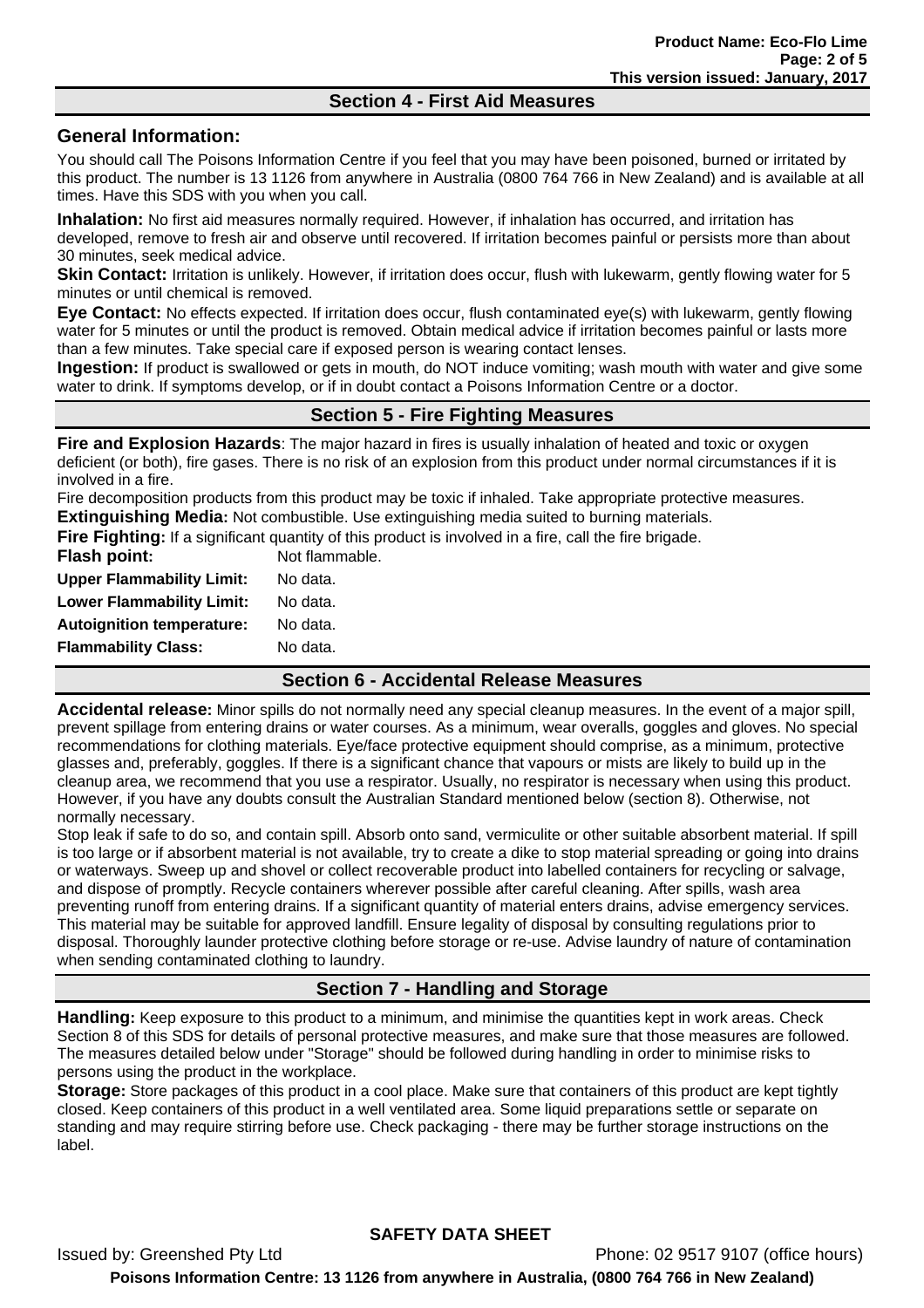## Section 4 - First Aid Measures

### General Information:

You should call The Poisons Information Centre if you feel that you may have been poisoned, burned or irritated by this product. The number is 13 1126 from anywhere in Australia (0800 764 766 in New Zealand) and is available at all times. Have this SDS with you when you call.

**Inhalation:** No first aid measures normally required. However, if inhalation has occurred, and irritation has developed, remove to fresh air and observe until recovered. If irritation becomes painful or persists more than about 30 minutes, seek medical advice.

**Skin Contact:** Irritation is unlikely. However, if irritation does occur, flush with lukewarm, gently flowing water for 5 minutes or until chemical is removed.

**Eye Contact:** No effects expected. If irritation does occur, flush contaminated eye(s) with lukewarm, gently flowing water for 5 minutes or until the product is removed. Obtain medical advice if irritation becomes painful or lasts more than a few minutes. Take special care if exposed person is wearing contact lenses.

**Ingestion:** If product is swallowed or gets in mouth, do NOT induce vomiting; wash mouth with water and give some water to drink. If symptoms develop, or if in doubt contact a Poisons Information Centre or a doctor.

## Section 5 - Fire Fighting Measures

**Fire and Explosion Hazards**: The major hazard in fires is usually inhalation of heated and toxic or oxygen deficient (or both), fire gases. There is no risk of an explosion from this product under normal circumstances if it is involved in a fire.

Fire decomposition products from this product may be toxic if inhaled. Take appropriate protective measures.

**Extinguishing Media:** Not combustible. Use extinguishing media suited to burning materials.

**Fire Fighting:** If a significant quantity of this product is involved in a fire, call the fire brigade.

| | |
|---|---|
| **Flash point:** | Not flammable. |
| **Upper Flammability Limit:** | No data. |
| **Lower Flammability Limit:** | No data. |
| **Autoignition temperature:** | No data. |
| **Flammability Class:** | No data. |

## Section 6 - Accidental Release Measures

**Accidental release:** Minor spills do not normally need any special cleanup measures. In the event of a major spill, prevent spillage from entering drains or water courses. As a minimum, wear overalls, goggles and gloves. No special recommendations for clothing materials. Eye/face protective equipment should comprise, as a minimum, protective glasses and, preferably, goggles. If there is a significant chance that vapours or mists are likely to build up in the cleanup area, we recommend that you use a respirator. Usually, no respirator is necessary when using this product. However, if you have any doubts consult the Australian Standard mentioned below (section 8). Otherwise, not normally necessary.

Stop leak if safe to do so, and contain spill. Absorb onto sand, vermiculite or other suitable absorbent material. If spill is too large or if absorbent material is not available, try to create a dike to stop material spreading or going into drains or waterways. Sweep up and shovel or collect recoverable product into labelled containers for recycling or salvage, and dispose of promptly. Recycle containers wherever possible after careful cleaning. After spills, wash area preventing runoff from entering drains. If a significant quantity of material enters drains, advise emergency services. This material may be suitable for approved landfill. Ensure legality of disposal by consulting regulations prior to disposal. Thoroughly launder protective clothing before storage or re-use. Advise laundry of nature of contamination when sending contaminated clothing to laundry.

## Section 7 - Handling and Storage

**Handling:** Keep exposure to this product to a minimum, and minimise the quantities kept in work areas. Check Section 8 of this SDS for details of personal protective measures, and make sure that those measures are followed. The measures detailed below under "Storage" should be followed during handling in order to minimise risks to persons using the product in the workplace.

**Storage:** Store packages of this product in a cool place. Make sure that containers of this product are kept tightly closed. Keep containers of this product in a well ventilated area. Some liquid preparations settle or separate on standing and may require stirring before use. Check packaging - there may be further storage instructions on the label.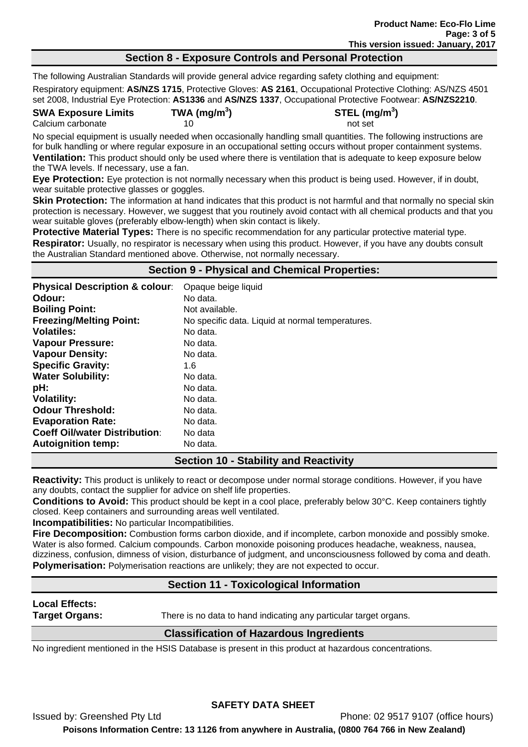## Section 8 - Exposure Controls and Personal Protection

The following Australian Standards will provide general advice regarding safety clothing and equipment:

Respiratory equipment: **AS/NZS 1715**, Protective Gloves: **AS 2161**, Occupational Protective Clothing: AS/NZS 4501 set 2008, Industrial Eye Protection: **AS1336** and **AS/NZS 1337**, Occupational Protective Footwear: **AS/NZS2210**.

| SWA Exposure Limits | TWA ($mg/m^3$) | STEL ($mg/m^3$) |
|---|---|---|
| Calcium carbonate | 10 | not set |

No special equipment is usually needed when occasionally handling small quantities. The following instructions are for bulk handling or where regular exposure in an occupational setting occurs without proper containment systems.

**Ventilation:** This product should only be used where there is ventilation that is adequate to keep exposure below the TWA levels. If necessary, use a fan.

**Eye Protection:** Eye protection is not normally necessary when this product is being used. However, if in doubt, wear suitable protective glasses or goggles.

**Skin Protection:** The information at hand indicates that this product is not harmful and that normally no special skin protection is necessary. However, we suggest that you routinely avoid contact with all chemical products and that you wear suitable gloves (preferably elbow-length) when skin contact is likely.

**Protective Material Types:** There is no specific recommendation for any particular protective material type.

**Respirator:** Usually, no respirator is necessary when using this product. However, if you have any doubts consult the Australian Standard mentioned above. Otherwise, not normally necessary.

## Section 9 - Physical and Chemical Properties:

| | |
|---|---|
| **Physical Description & colour**: | Opaque beige liquid |
| **Odour:** | No data. |
| **Boiling Point:** | Not available. |
| **Freezing/Melting Point:** | No specific data. Liquid at normal temperatures. |
| **Volatiles:** | No data. |
| **Vapour Pressure:** | No data. |
| **Vapour Density:** | No data. |
| **Specific Gravity:** | 1.6 |
| **Water Solubility:** | No data. |
| **pH:** | No data. |
| **Volatility:** | No data. |
| **Odour Threshold:** | No data. |
| **Evaporation Rate:** | No data. |
| **Coeff Oil/water Distribution**: | No data |
| **Autoignition temp:** | No data. |

## Section 10 - Stability and Reactivity

**Reactivity:** This product is unlikely to react or decompose under normal storage conditions. However, if you have any doubts, contact the supplier for advice on shelf life properties.

**Conditions to Avoid:** This product should be kept in a cool place, preferably below 30°C. Keep containers tightly closed. Keep containers and surrounding areas well ventilated.

**Incompatibilities:** No particular Incompatibilities.

**Fire Decomposition:** Combustion forms carbon dioxide, and if incomplete, carbon monoxide and possibly smoke. Water is also formed. Calcium compounds. Carbon monoxide poisoning produces headache, weakness, nausea, dizziness, confusion, dimness of vision, disturbance of judgment, and unconsciousness followed by coma and death.

**Polymerisation:** Polymerisation reactions are unlikely; they are not expected to occur.

## Section 11 - Toxicological Information

**Local Effects:**

**Target Organs:** There is no data to hand indicating any particular target organs.

### Classification of Hazardous Ingredients

No ingredient mentioned in the HSIS Database is present in this product at hazardous concentrations.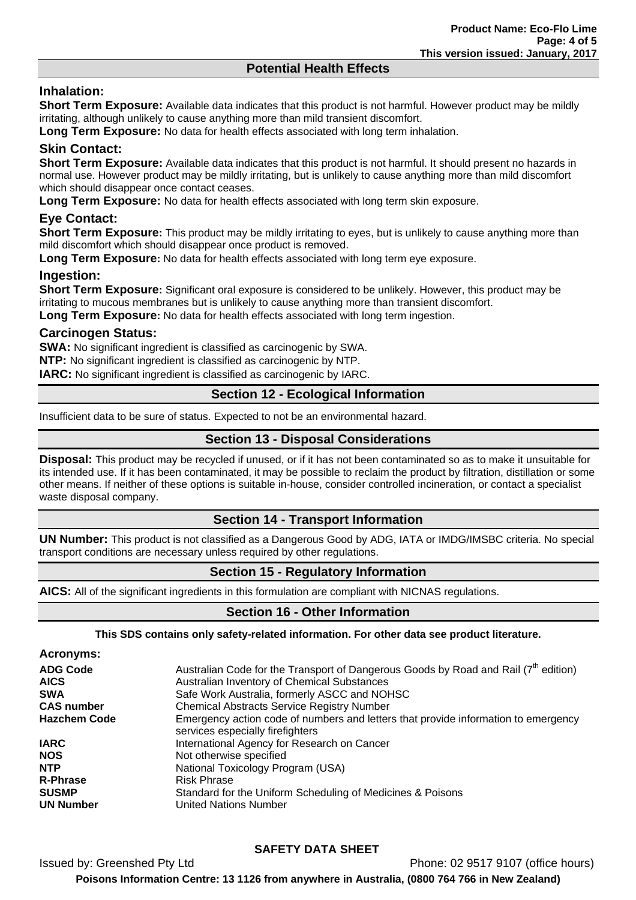## Potential Health Effects

### Inhalation:

**Short Term Exposure:** Available data indicates that this product is not harmful. However product may be mildly irritating, although unlikely to cause anything more than mild transient discomfort.

**Long Term Exposure:** No data for health effects associated with long term inhalation.

### Skin Contact:

**Short Term Exposure:** Available data indicates that this product is not harmful. It should present no hazards in normal use. However product may be mildly irritating, but is unlikely to cause anything more than mild discomfort which should disappear once contact ceases.

**Long Term Exposure:** No data for health effects associated with long term skin exposure.

### Eye Contact:

**Short Term Exposure:** This product may be mildly irritating to eyes, but is unlikely to cause anything more than mild discomfort which should disappear once product is removed.

**Long Term Exposure:** No data for health effects associated with long term eye exposure.

### Ingestion:

**Short Term Exposure:** Significant oral exposure is considered to be unlikely. However, this product may be irritating to mucous membranes but is unlikely to cause anything more than transient discomfort.

**Long Term Exposure:** No data for health effects associated with long term ingestion.

### Carcinogen Status:

**SWA:** No significant ingredient is classified as carcinogenic by SWA.

**NTP:** No significant ingredient is classified as carcinogenic by NTP.

**IARC:** No significant ingredient is classified as carcinogenic by IARC.

## Section 12 - Ecological Information

Insufficient data to be sure of status. Expected to not be an environmental hazard.

## Section 13 - Disposal Considerations

**Disposal:** This product may be recycled if unused, or if it has not been contaminated so as to make it unsuitable for its intended use. If it has been contaminated, it may be possible to reclaim the product by filtration, distillation or some other means. If neither of these options is suitable in-house, consider controlled incineration, or contact a specialist waste disposal company.

## Section 14 - Transport Information

**UN Number:** This product is not classified as a Dangerous Good by ADG, IATA or IMDG/IMSBC criteria. No special transport conditions are necessary unless required by other regulations.

## Section 15 - Regulatory Information

**AICS:** All of the significant ingredients in this formulation are compliant with NICNAS regulations.

## Section 16 - Other Information

**This SDS contains only safety-related information. For other data see product literature.**

### Acronyms:

| | |
|---|---|
| **ADG Code** | Australian Code for the Transport of Dangerous Goods by Road and Rail (7$^{th}$ edition) |
| **AICS** | Australian Inventory of Chemical Substances |
| **SWA** | Safe Work Australia, formerly ASCC and NOHSC |
| **CAS number** | Chemical Abstracts Service Registry Number |
| **Hazchem Code** | Emergency action code of numbers and letters that provide information to emergency services especially firefighters |
| **IARC** | International Agency for Research on Cancer |
| **NOS** | Not otherwise specified |
| **NTP** | National Toxicology Program (USA) |
| **R-Phrase** | Risk Phrase |
| **SUSMP** | Standard for the Uniform Scheduling of Medicines & Poisons |
| **UN Number** | United Nations Number |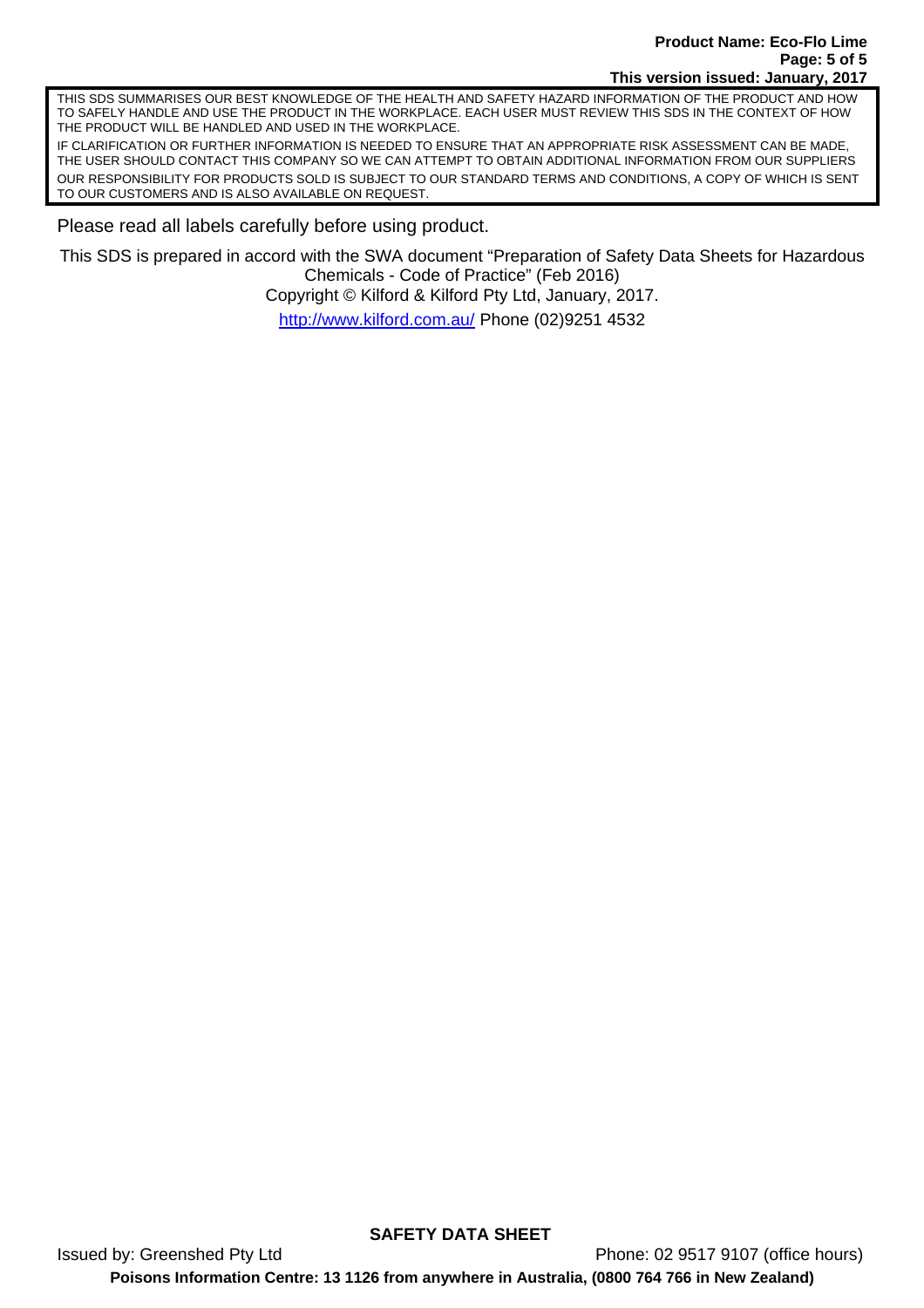THIS SDS SUMMARISES OUR BEST KNOWLEDGE OF THE HEALTH AND SAFETY HAZARD INFORMATION OF THE PRODUCT AND HOW TO SAFELY HANDLE AND USE THE PRODUCT IN THE WORKPLACE. EACH USER MUST REVIEW THIS SDS IN THE CONTEXT OF HOW THE PRODUCT WILL BE HANDLED AND USED IN THE WORKPLACE.

IF CLARIFICATION OR FURTHER INFORMATION IS NEEDED TO ENSURE THAT AN APPROPRIATE RISK ASSESSMENT CAN BE MADE, THE USER SHOULD CONTACT THIS COMPANY SO WE CAN ATTEMPT TO OBTAIN ADDITIONAL INFORMATION FROM OUR SUPPLIERS

OUR RESPONSIBILITY FOR PRODUCTS SOLD IS SUBJECT TO OUR STANDARD TERMS AND CONDITIONS, A COPY OF WHICH IS SENT TO OUR CUSTOMERS AND IS ALSO AVAILABLE ON REQUEST.

Please read all labels carefully before using product.

This SDS is prepared in accord with the SWA document "Preparation of Safety Data Sheets for Hazardous Chemicals - Code of Practice" (Feb 2016)

Copyright © Kilford & Kilford Pty Ltd, January, 2017.

http://www.kilford.com.au/ Phone (02)9251 4532